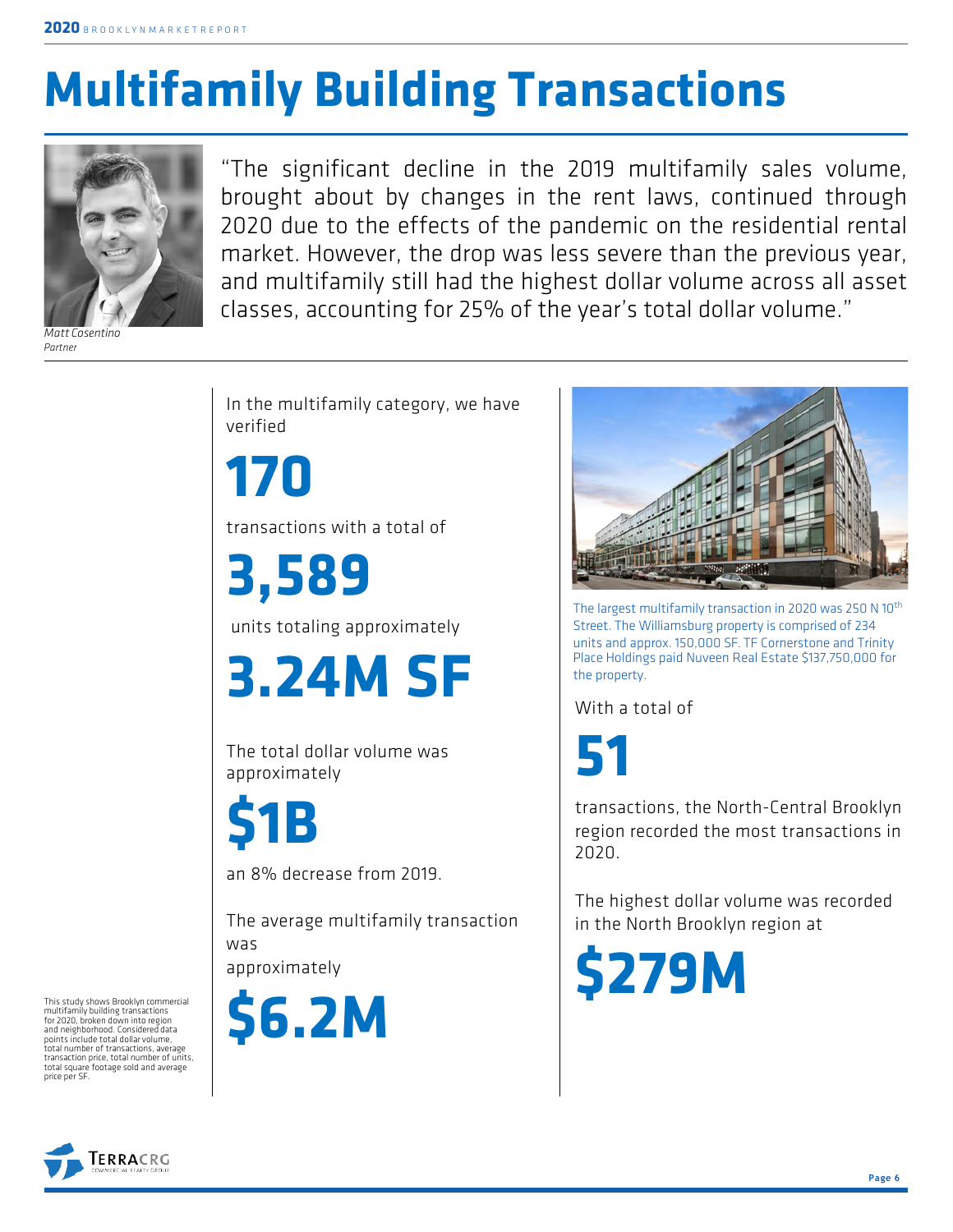# Multifamily Building Transactions

"The significant decline in the 2019 multifamily sales volume, brought about by changes in the rent laws, continued through 2020 due to the effects of the pandemic on the residential rental market. However, the drop was less severe than the previous year, and multifamily still had the highest dollar volume across all asset classes, accounting for 25% of the year's total dollar volume."

*Matt Cosentino*
*Partner*

In the multifamily category, we have verified

**170**

transactions with a total of

**3,589**

units totaling approximately

**3.24M SF**

The total dollar volume was approximately

**$1B**

an 8% decrease from 2019.

The average multifamily transaction was approximately

**$6.2M**

This study shows Brooklyn commercial multifamily building transactions for 2020, broken down into region and neighborhood. Considered data points include total dollar volume, total number of transactions, average transaction price, total number of units, total square footage sold and average price per SF.

The largest multifamily transaction in 2020 was 250 N 10th Street. The Williamsburg property is comprised of 234 units and approx. 150,000 SF. TF Cornerstone and Trinity Place Holdings paid Nuveen Real Estate $137,750,000 for the property.

With a total of

**51**

transactions, the North-Central Brooklyn region recorded the most transactions in 2020.

The highest dollar volume was recorded in the North Brooklyn region at

**$279M**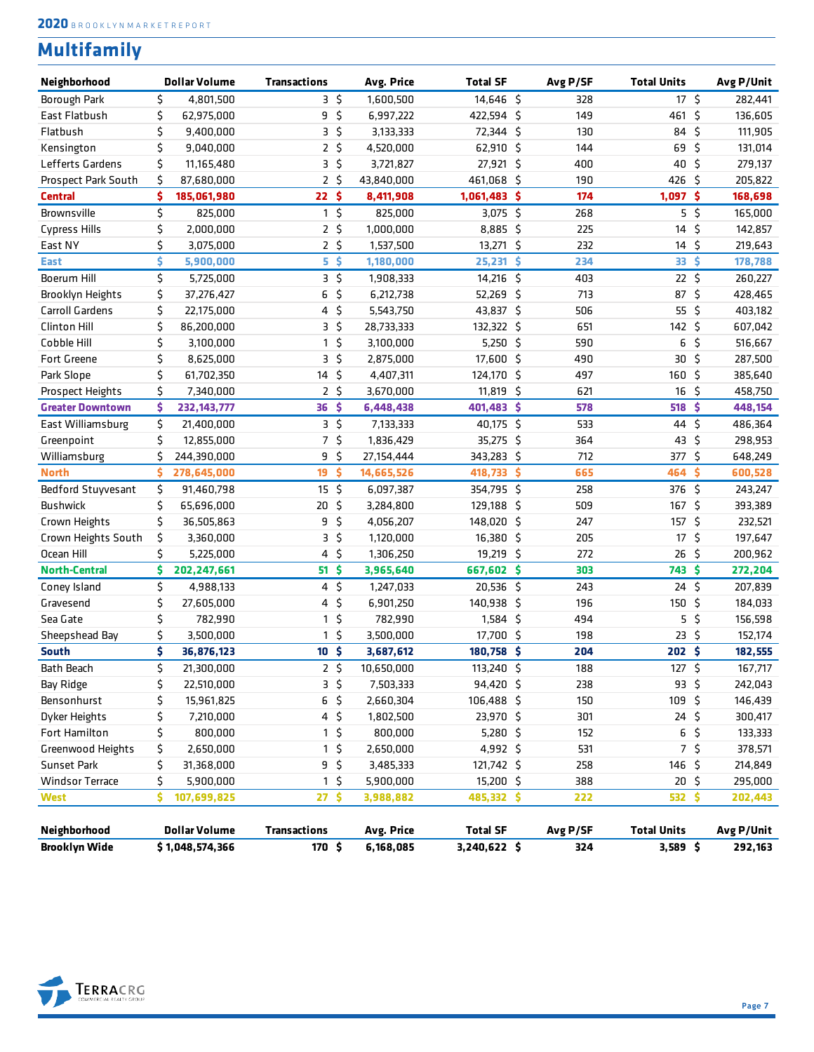## Multifamily

| Neighborhood | Dollar Volume | Transactions | Avg. Price | Total SF | Avg P/SF | Total Units | Avg P/Unit |
|---|---|---|---|---|---|---|---|
| Borough Park | $ 4,801,500 | 3 | $ 1,600,500 | 14,646 | $ 328 | 17 | $ 282,441 |
| East Flatbush | $ 62,975,000 | 9 | $ 6,997,222 | 422,594 | $ 149 | 461 | $ 136,605 |
| Flatbush | $ 9,400,000 | 3 | $ 3,133,333 | 72,344 | $ 130 | 84 | $ 111,905 |
| Kensington | $ 9,040,000 | 2 | $ 4,520,000 | 62,910 | $ 144 | 69 | $ 131,014 |
| Lefferts Gardens | $ 11,165,480 | 3 | $ 3,721,827 | 27,921 | $ 400 | 40 | $ 279,137 |
| Prospect Park South | $ 87,680,000 | 2 | $ 43,840,000 | 461,068 | $ 190 | 426 | $ 205,822 |
| **Central** | **$ 185,061,980** | **22** | **$ 8,411,908** | **1,061,483** | **$ 174** | **1,097** | **$ 168,698** |
| Brownsville | $ 825,000 | 1 | $ 825,000 | 3,075 | $ 268 | 5 | $ 165,000 |
| Cypress Hills | $ 2,000,000 | 2 | $ 1,000,000 | 8,885 | $ 225 | 14 | $ 142,857 |
| East NY | $ 3,075,000 | 2 | $ 1,537,500 | 13,271 | $ 232 | 14 | $ 219,643 |
| **East** | **$ 5,900,000** | **5** | **$ 1,180,000** | **25,231** | **$ 234** | **33** | **$ 178,788** |
| Boerum Hill | $ 5,725,000 | 3 | $ 1,908,333 | 14,216 | $ 403 | 22 | $ 260,227 |
| Brooklyn Heights | $ 37,276,427 | 6 | $ 6,212,738 | 52,269 | $ 713 | 87 | $ 428,465 |
| Carroll Gardens | $ 22,175,000 | 4 | $ 5,543,750 | 43,837 | $ 506 | 55 | $ 403,182 |
| Clinton Hill | $ 86,200,000 | 3 | $ 28,733,333 | 132,322 | $ 651 | 142 | $ 607,042 |
| Cobble Hill | $ 3,100,000 | 1 | $ 3,100,000 | 5,250 | $ 590 | 6 | $ 516,667 |
| Fort Greene | $ 8,625,000 | 3 | $ 2,875,000 | 17,600 | $ 490 | 30 | $ 287,500 |
| Park Slope | $ 61,702,350 | 14 | $ 4,407,311 | 124,170 | $ 497 | 160 | $ 385,640 |
| Prospect Heights | $ 7,340,000 | 2 | $ 3,670,000 | 11,819 | $ 621 | 16 | $ 458,750 |
| **Greater Downtown** | **$ 232,143,777** | **36** | **$ 6,448,438** | **401,483** | **$ 578** | **518** | **$ 448,154** |
| East Williamsburg | $ 21,400,000 | 3 | $ 7,133,333 | 40,175 | $ 533 | 44 | $ 486,364 |
| Greenpoint | $ 12,855,000 | 7 | $ 1,836,429 | 35,275 | $ 364 | 43 | $ 298,953 |
| Williamsburg | $ 244,390,000 | 9 | $ 27,154,444 | 343,283 | $ 712 | 377 | $ 648,249 |
| **North** | **$ 278,645,000** | **19** | **$ 14,665,526** | **418,733** | **$ 665** | **464** | **$ 600,528** |
| Bedford Stuyvesant | $ 91,460,798 | 15 | $ 6,097,387 | 354,795 | $ 258 | 376 | $ 243,247 |
| Bushwick | $ 65,696,000 | 20 | $ 3,284,800 | 129,188 | $ 509 | 167 | $ 393,389 |
| Crown Heights | $ 36,505,863 | 9 | $ 4,056,207 | 148,020 | $ 247 | 157 | $ 232,521 |
| Crown Heights South | $ 3,360,000 | 3 | $ 1,120,000 | 16,380 | $ 205 | 17 | $ 197,647 |
| Ocean Hill | $ 5,225,000 | 4 | $ 1,306,250 | 19,219 | $ 272 | 26 | $ 200,962 |
| **North-Central** | **$ 202,247,661** | **51** | **$ 3,965,640** | **667,602** | **$ 303** | **743** | **$ 272,204** |
| Coney Island | $ 4,988,133 | 4 | $ 1,247,033 | 20,536 | $ 243 | 24 | $ 207,839 |
| Gravesend | $ 27,605,000 | 4 | $ 6,901,250 | 140,938 | $ 196 | 150 | $ 184,033 |
| Sea Gate | $ 782,990 | 1 | $ 782,990 | 1,584 | $ 494 | 5 | $ 156,598 |
| Sheepshead Bay | $ 3,500,000 | 1 | $ 3,500,000 | 17,700 | $ 198 | 23 | $ 152,174 |
| **South** | **$ 36,876,123** | **10** | **$ 3,687,612** | **180,758** | **$ 204** | **202** | **$ 182,555** |
| Bath Beach | $ 21,300,000 | 2 | $ 10,650,000 | 113,240 | $ 188 | 127 | $ 167,717 |
| Bay Ridge | $ 22,510,000 | 3 | $ 7,503,333 | 94,420 | $ 238 | 93 | $ 242,043 |
| Bensonhurst | $ 15,961,825 | 6 | $ 2,660,304 | 106,488 | $ 150 | 109 | $ 146,439 |
| Dyker Heights | $ 7,210,000 | 4 | $ 1,802,500 | 23,970 | $ 301 | 24 | $ 300,417 |
| Fort Hamilton | $ 800,000 | 1 | $ 800,000 | 5,280 | $ 152 | 6 | $ 133,333 |
| Greenwood Heights | $ 2,650,000 | 1 | $ 2,650,000 | 4,992 | $ 531 | 7 | $ 378,571 |
| Sunset Park | $ 31,368,000 | 9 | $ 3,485,333 | 121,742 | $ 258 | 146 | $ 214,849 |
| Windsor Terrace | $ 5,900,000 | 1 | $ 5,900,000 | 15,200 | $ 388 | 20 | $ 295,000 |
| **West** | **$ 107,699,825** | **27** | **$ 3,988,882** | **485,332** | **$ 222** | **532** | **$ 202,443** |

| Neighborhood | Dollar Volume | Transactions | Avg. Price | Total SF | Avg P/SF | Total Units | Avg P/Unit |
|---|---|---|---|---|---|---|---|
| **Brooklyn Wide** | **$ 1,048,574,366** | **170** | **$ 6,168,085** | **3,240,622** | **$ 324** | **3,589** | **$ 292,163** |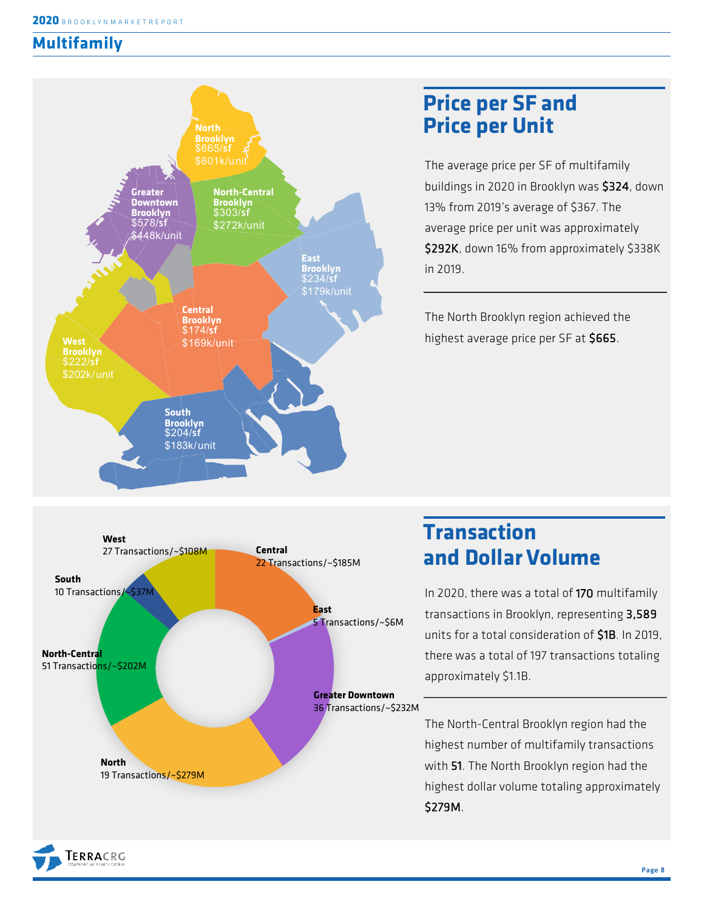## Multifamily

North Brooklyn
$665/sf
$601k/unit

Greater Downtown Brooklyn
$578/sf
$448k/unit

North-Central Brooklyn
$303/sf
$272k/unit

East Brooklyn
$234/sf
$179k/unit

Central Brooklyn
$174/sf
$169k/unit

West Brooklyn
$222/sf
$202k/unit

South Brooklyn
$204/sf
$183k/unit

## Price per SF and Price per Unit

The average price per SF of multifamily buildings in 2020 in Brooklyn was **$324**, down 13% from 2019's average of $367. The average price per unit was approximately **$292K**, down 16% from approximately $338K in 2019.

The North Brooklyn region achieved the highest average price per SF at **$665**.

**West**
27 Transactions/~$108M

**Central**
22 Transactions/~$185M

**South**
10 Transactions/~$37M

**East**
5 Transactions/~$6M

**North-Central**
51 Transactions/~$202M

**Greater Downtown**
36 Transactions/~$232M

**North**
19 Transactions/~$279M

## Transaction and Dollar Volume

In 2020, there was a total of **170** multifamily transactions in Brooklyn, representing **3,589** units for a total consideration of **$1B**. In 2019, there was a total of 197 transactions totaling approximately $1.1B.

The North-Central Brooklyn region had the highest number of multifamily transactions with **51**. The North Brooklyn region had the highest dollar volume totaling approximately **$279M**.